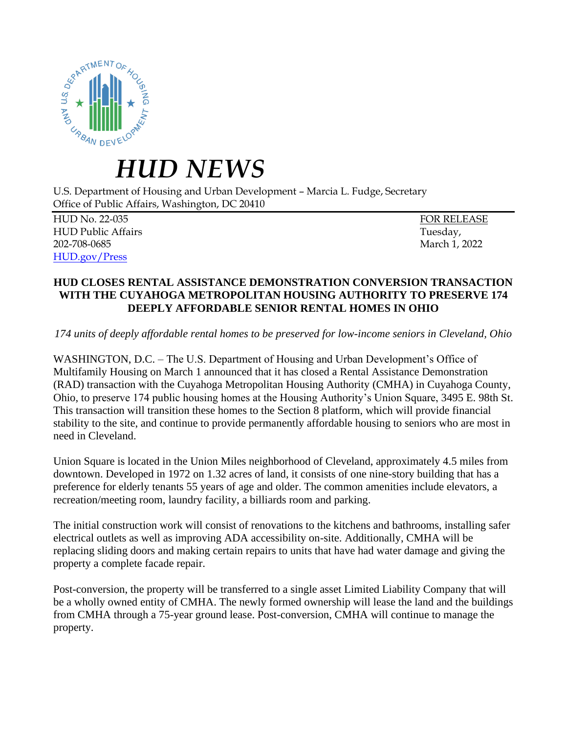# *HUD NEWS*

U.S. Department of Housing and Urban Development – Marcia L. Fudge, Secretary
Office of Public Affairs, Washington, DC 20410

HUD No. 22-035
HUD Public Affairs
202-708-0685
HUD.gov/Press

FOR RELEASE
Tuesday,
March 1, 2022

**HUD CLOSES RENTAL ASSISTANCE DEMONSTRATION CONVERSION TRANSACTION WITH THE CUYAHOGA METROPOLITAN HOUSING AUTHORITY TO PRESERVE 174 DEEPLY AFFORDABLE SENIOR RENTAL HOMES IN OHIO**

*174 units of deeply affordable rental homes to be preserved for low-income seniors in Cleveland, Ohio*

WASHINGTON, D.C. – The U.S. Department of Housing and Urban Development's Office of Multifamily Housing on March 1 announced that it has closed a Rental Assistance Demonstration (RAD) transaction with the Cuyahoga Metropolitan Housing Authority (CMHA) in Cuyahoga County, Ohio, to preserve 174 public housing homes at the Housing Authority's Union Square, 3495 E. 98th St. This transaction will transition these homes to the Section 8 platform, which will provide financial stability to the site, and continue to provide permanently affordable housing to seniors who are most in need in Cleveland.

Union Square is located in the Union Miles neighborhood of Cleveland, approximately 4.5 miles from downtown. Developed in 1972 on 1.32 acres of land, it consists of one nine-story building that has a preference for elderly tenants 55 years of age and older. The common amenities include elevators, a recreation/meeting room, laundry facility, a billiards room and parking.

The initial construction work will consist of renovations to the kitchens and bathrooms, installing safer electrical outlets as well as improving ADA accessibility on-site. Additionally, CMHA will be replacing sliding doors and making certain repairs to units that have had water damage and giving the property a complete facade repair.

Post-conversion, the property will be transferred to a single asset Limited Liability Company that will be a wholly owned entity of CMHA. The newly formed ownership will lease the land and the buildings from CMHA through a 75-year ground lease. Post-conversion, CMHA will continue to manage the property.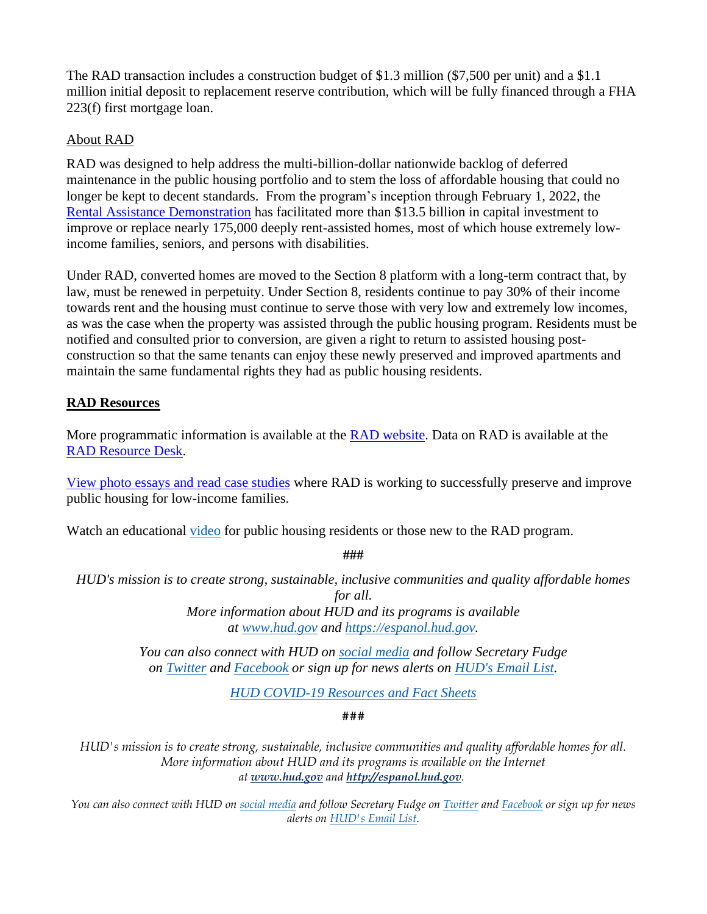The RAD transaction includes a construction budget of $1.3 million ($7,500 per unit) and a $1.1 million initial deposit to replacement reserve contribution, which will be fully financed through a FHA 223(f) first mortgage loan.

About RAD

RAD was designed to help address the multi-billion-dollar nationwide backlog of deferred maintenance in the public housing portfolio and to stem the loss of affordable housing that could no longer be kept to decent standards. From the program's inception through February 1, 2022, the Rental Assistance Demonstration has facilitated more than $13.5 billion in capital investment to improve or replace nearly 175,000 deeply rent-assisted homes, most of which house extremely low-income families, seniors, and persons with disabilities.

Under RAD, converted homes are moved to the Section 8 platform with a long-term contract that, by law, must be renewed in perpetuity. Under Section 8, residents continue to pay 30% of their income towards rent and the housing must continue to serve those with very low and extremely low incomes, as was the case when the property was assisted through the public housing program. Residents must be notified and consulted prior to conversion, are given a right to return to assisted housing post-construction so that the same tenants can enjoy these newly preserved and improved apartments and maintain the same fundamental rights they had as public housing residents.

## **RAD Resources**

More programmatic information is available at the RAD website. Data on RAD is available at the RAD Resource Desk.

View photo essays and read case studies where RAD is working to successfully preserve and improve public housing for low-income families.

Watch an educational video for public housing residents or those new to the RAD program.

###

*HUD's mission is to create strong, sustainable, inclusive communities and quality affordable homes for all.*
*More information about HUD and its programs is available at www.hud.gov and https://espanol.hud.gov.*

*You can also connect with HUD on social media and follow Secretary Fudge on Twitter and Facebook or sign up for news alerts on HUD's Email List.*

*HUD COVID-19 Resources and Fact Sheets*

###

*HUD's mission is to create strong, sustainable, inclusive communities and quality affordable homes for all.*
*More information about HUD and its programs is available on the Internet at **www.hud.gov** and **http://espanol.hud.gov**.*

*You can also connect with HUD on social media and follow Secretary Fudge on Twitter and Facebook or sign up for news alerts on HUD's Email List.*